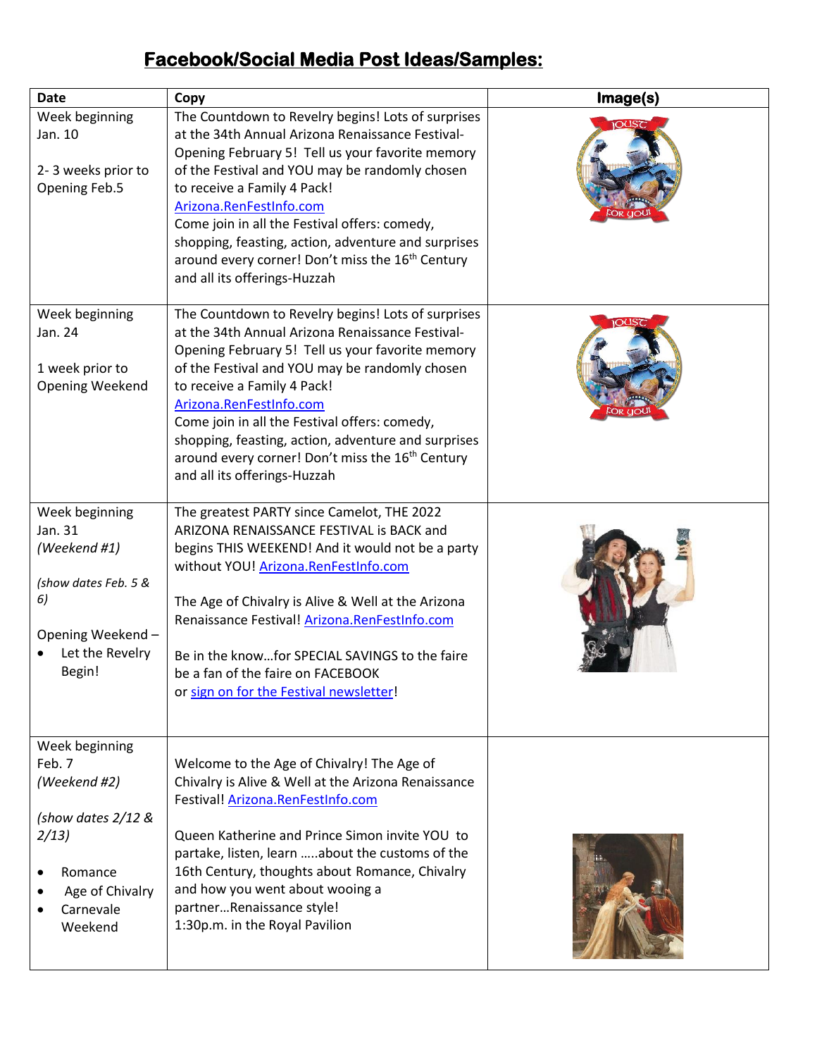# Facebook/Social Media Post Ideas/Samples:

| Date | Copy | Image(s) |
|---|---|---|
| Week beginning Jan. 10<br><br>2- 3 weeks prior to Opening Feb.5 | The Countdown to Revelry begins! Lots of surprises at the 34th Annual Arizona Renaissance Festival- Opening February 5! Tell us your favorite memory of the Festival and YOU may be randomly chosen to receive a Family 4 Pack!<br>Arizona.RenFestInfo.com<br>Come join in all the Festival offers: comedy, shopping, feasting, action, adventure and surprises around every corner! Don't miss the 16th Century and all its offerings-Huzzah | |
| Week beginning Jan. 24<br><br>1 week prior to Opening Weekend | The Countdown to Revelry begins! Lots of surprises at the 34th Annual Arizona Renaissance Festival- Opening February 5! Tell us your favorite memory of the Festival and YOU may be randomly chosen to receive a Family 4 Pack!<br>Arizona.RenFestInfo.com<br>Come join in all the Festival offers: comedy, shopping, feasting, action, adventure and surprises around every corner! Don't miss the 16th Century and all its offerings-Huzzah | |
| Week beginning Jan. 31<br>*(Weekend #1)*<br><br>*(show dates Feb. 5 & 6)*<br><br>Opening Weekend –<br>• Let the Revelry Begin! | The greatest PARTY since Camelot, THE 2022 ARIZONA RENAISSANCE FESTIVAL is BACK and begins THIS WEEKEND! And it would not be a party without YOU! Arizona.RenFestInfo.com<br><br>The Age of Chivalry is Alive & Well at the Arizona Renaissance Festival! Arizona.RenFestInfo.com<br><br>Be in the know…for SPECIAL SAVINGS to the faire be a fan of the faire on FACEBOOK<br>or sign on for the Festival newsletter! | |
| Week beginning Feb. 7<br>*(Weekend #2)*<br><br>*(show dates 2/12 & 2/13)*<br><br>• Romance<br>• Age of Chivalry<br>• Carnevale Weekend | Welcome to the Age of Chivalry! The Age of Chivalry is Alive & Well at the Arizona Renaissance Festival! Arizona.RenFestInfo.com<br><br>Queen Katherine and Prince Simon invite YOU to partake, listen, learn …..about the customs of the 16th Century, thoughts about Romance, Chivalry and how you went about wooing a partner…Renaissance style!<br>1:30p.m. in the Royal Pavilion | |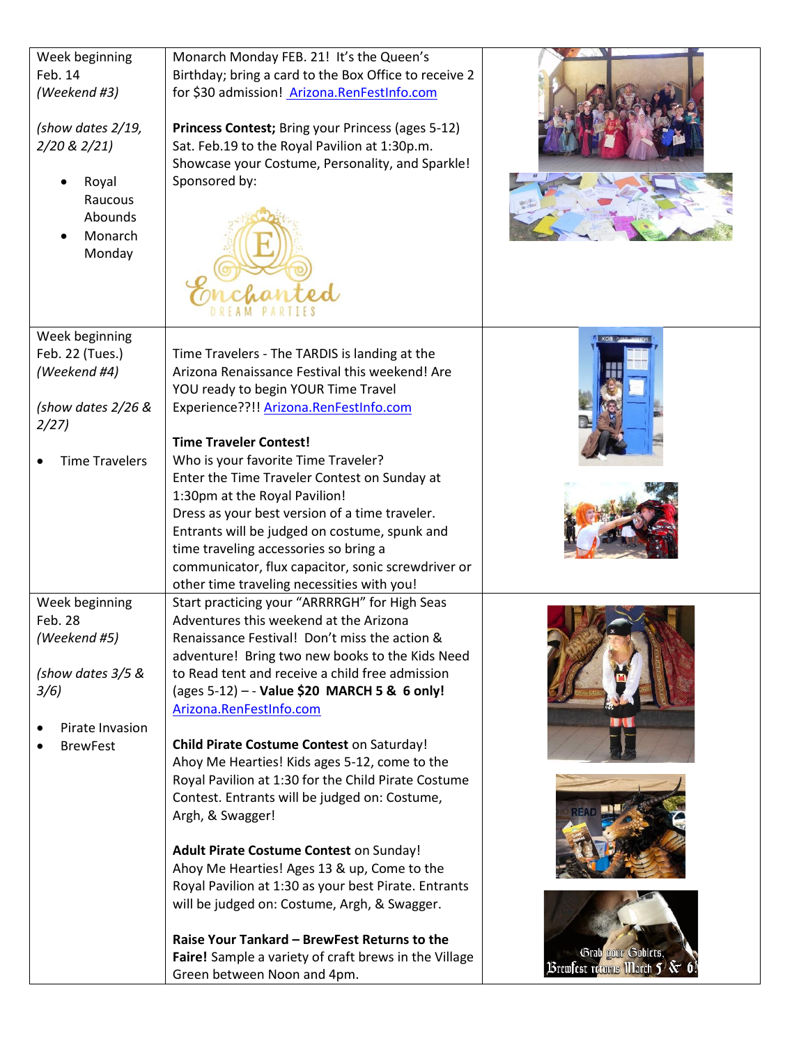| | | |
|---|---|---|
| Week beginning Feb. 14<br>*(Weekend #3)*<br><br>*(show dates 2/19, 2/20 & 2/21)*<br><br>• Royal Raucous Abounds<br>• Monarch Monday | Monarch Monday FEB. 21! It's the Queen's Birthday; bring a card to the Box Office to receive 2 for $30 admission! Arizona.RenFestInfo.com<br><br>**Princess Contest;** Bring your Princess (ages 5-12) Sat. Feb.19 to the Royal Pavilion at 1:30p.m. Showcase your Costume, Personality, and Sparkle! Sponsored by:<br><br>Enchanted DREAM PARTIES | |
| Week beginning Feb. 22 (Tues.)<br>*(Weekend #4)*<br><br>*(show dates 2/26 & 2/27)*<br><br>• Time Travelers | Time Travelers - The TARDIS is landing at the Arizona Renaissance Festival this weekend! Are YOU ready to begin YOUR Time Travel Experience??!! Arizona.RenFestInfo.com<br><br>**Time Traveler Contest!**<br>Who is your favorite Time Traveler?<br>Enter the Time Traveler Contest on Sunday at 1:30pm at the Royal Pavilion!<br>Dress as your best version of a time traveler. Entrants will be judged on costume, spunk and time traveling accessories so bring a communicator, flux capacitor, sonic screwdriver or other time traveling necessities with you! | |
| Week beginning Feb. 28<br>*(Weekend #5)*<br><br>*(show dates 3/5 & 3/6)*<br><br>• Pirate Invasion<br>• BrewFest | Start practicing your "ARRRRGH" for High Seas Adventures this weekend at the Arizona Renaissance Festival! Don't miss the action & adventure! Bring two new books to the Kids Need to Read tent and receive a child free admission (ages 5-12) – - **Value $20 MARCH 5 & 6 only!** Arizona.RenFestInfo.com<br><br>**Child Pirate Costume Contest** on Saturday! Ahoy Me Hearties! Kids ages 5-12, come to the Royal Pavilion at 1:30 for the Child Pirate Costume Contest. Entrants will be judged on: Costume, Argh, & Swagger!<br><br>**Adult Pirate Costume Contest** on Sunday! Ahoy Me Hearties! Ages 13 & up, Come to the Royal Pavilion at 1:30 as your best Pirate. Entrants will be judged on: Costume, Argh, & Swagger.<br><br>**Raise Your Tankard – BrewFest Returns to the Faire!** Sample a variety of craft brews in the Village Green between Noon and 4pm. | Grab your Goblets, Brewfest returns March 5 & 6! |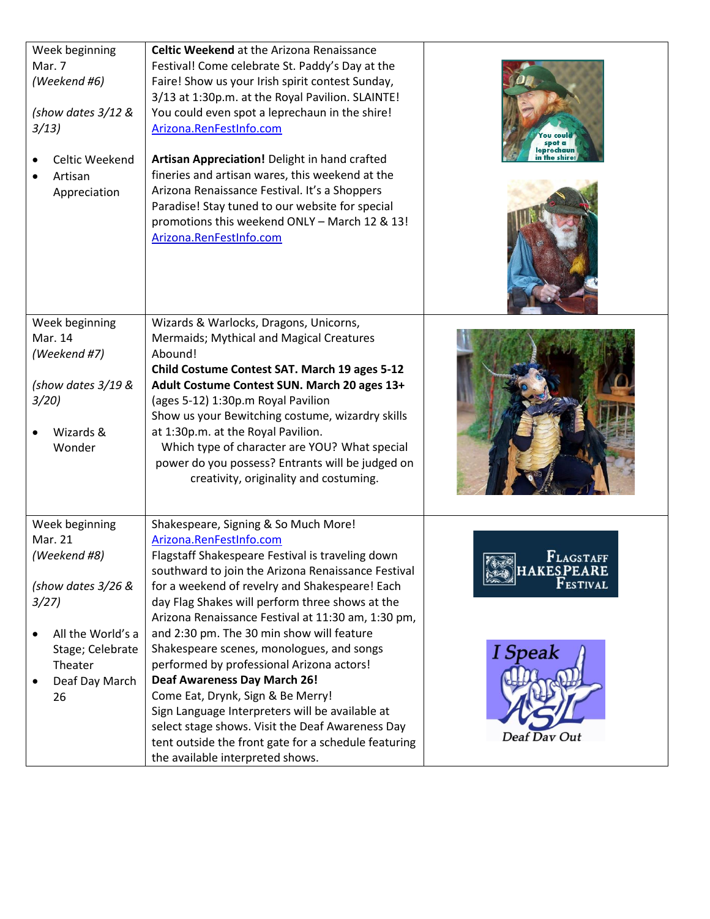| | | |
|---|---|---|
| Week beginning Mar. 7<br>*(Weekend #6)*<br><br>*(show dates 3/12 & 3/13)*<br><br>• Celtic Weekend<br>• Artisan Appreciation | **Celtic Weekend** at the Arizona Renaissance Festival! Come celebrate St. Paddy's Day at the Faire! Show us your Irish spirit contest Sunday, 3/13 at 1:30p.m. at the Royal Pavilion. SLAINTE! You could even spot a leprechaun in the shire! [Arizona.RenFestInfo.com](Arizona.RenFestInfo.com)<br><br>**Artisan Appreciation!** Delight in hand crafted fineries and artisan wares, this weekend at the Arizona Renaissance Festival. It's a Shoppers Paradise! Stay tuned to our website for special promotions this weekend ONLY – March 12 & 13! [Arizona.RenFestInfo.com](Arizona.RenFestInfo.com) | You could spot a leprechaun in the shire! |
| Week beginning Mar. 14<br>*(Weekend #7)*<br><br>*(show dates 3/19 & 3/20)*<br><br>• Wizards & Wonder | Wizards & Warlocks, Dragons, Unicorns, Mermaids; Mythical and Magical Creatures Abound!<br>**Child Costume Contest SAT. March 19 ages 5-12**<br>**Adult Costume Contest SUN. March 20 ages 13+**<br>(ages 5-12) 1:30p.m Royal Pavilion<br>Show us your Bewitching costume, wizardry skills at 1:30p.m. at the Royal Pavilion.<br>Which type of character are YOU? What special power do you possess? Entrants will be judged on creativity, originality and costuming. | |
| Week beginning Mar. 21<br>*(Weekend #8)*<br><br>*(show dates 3/26 & 3/27)*<br><br>• All the World's a Stage; Celebrate Theater<br>• Deaf Day March 26 | Shakespeare, Signing & So Much More!<br>[Arizona.RenFestInfo.com](Arizona.RenFestInfo.com)<br>Flagstaff Shakespeare Festival is traveling down southward to join the Arizona Renaissance Festival for a weekend of revelry and Shakespeare! Each day Flag Shakes will perform three shows at the Arizona Renaissance Festival at 11:30 am, 1:30 pm, and 2:30 pm. The 30 min show will feature Shakespeare scenes, monologues, and songs performed by professional Arizona actors!<br>**Deaf Awareness Day March 26!**<br>Come Eat, Drynk, Sign & Be Merry!<br>Sign Language Interpreters will be available at select stage shows. Visit the Deaf Awareness Day tent outside the front gate for a schedule featuring the available interpreted shows. | Flagstaff Shakespeare Festival<br><br>I Speak ASL<br>Deaf Day Out |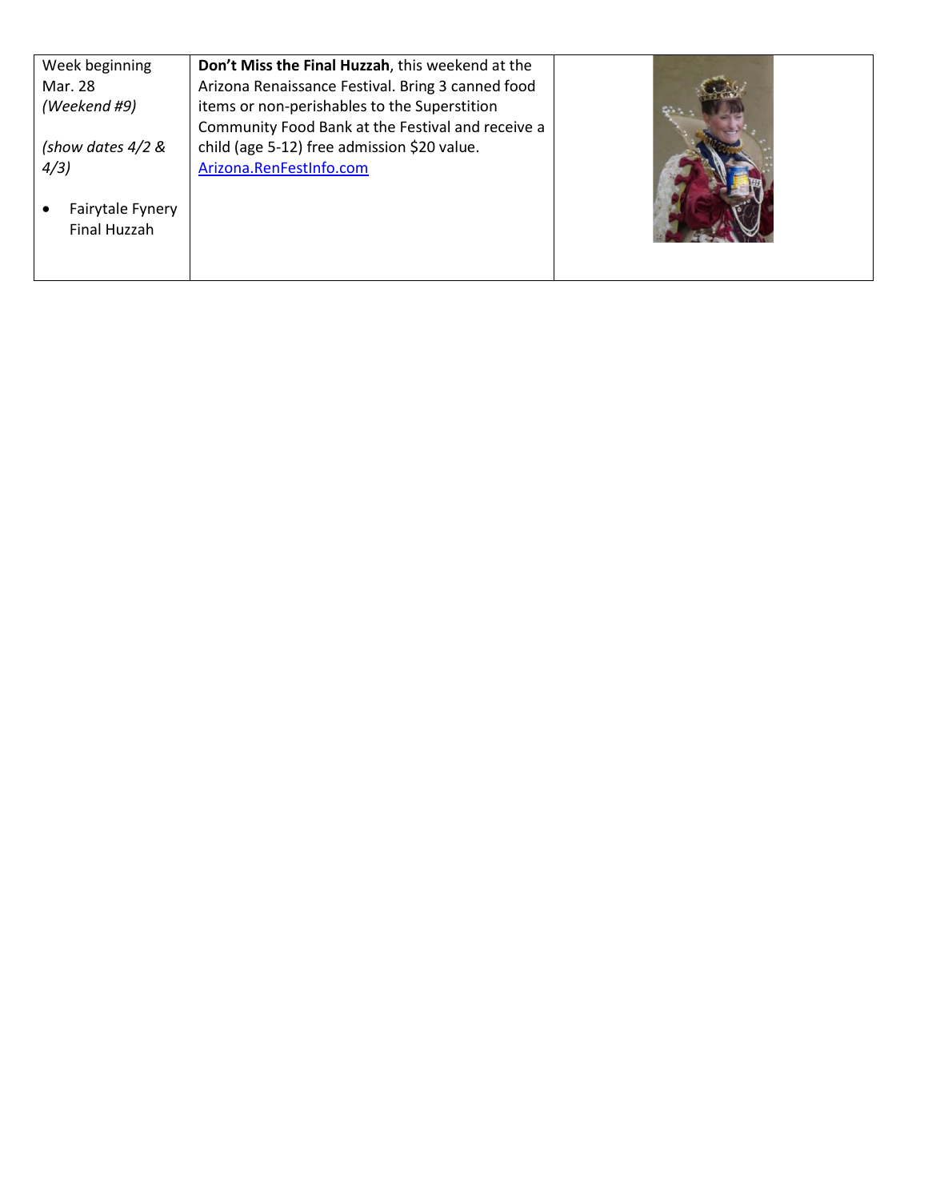| | | |
|---|---|---|
| Week beginning Mar. 28 *(Weekend #9)* <br><br> *(show dates 4/2 & 4/3)* <br><br> • Fairytale Fynery Final Huzzah | **Don't Miss the Final Huzzah**, this weekend at the Arizona Renaissance Festival. Bring 3 canned food items or non-perishables to the Superstition Community Food Bank at the Festival and receive a child (age 5-12) free admission $20 value. [Arizona.RenFestInfo.com](Arizona.RenFestInfo.com) | |